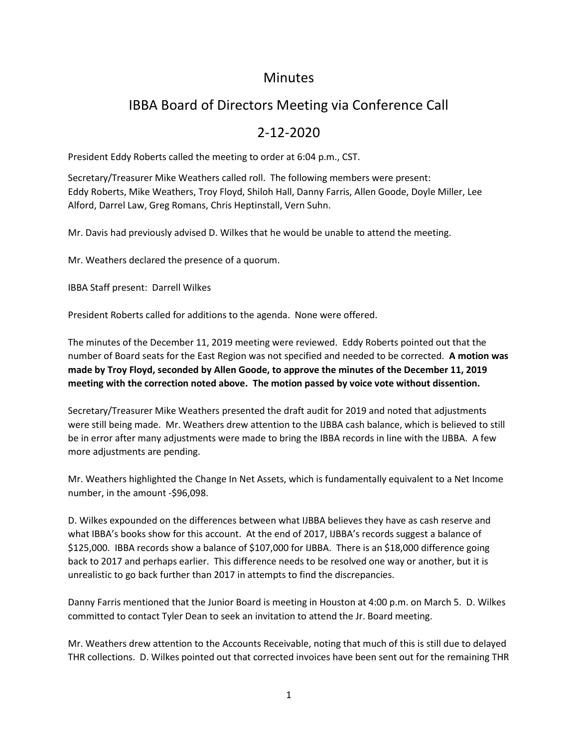# Minutes

## IBBA Board of Directors Meeting via Conference Call

## 2-12-2020

President Eddy Roberts called the meeting to order at 6:04 p.m., CST.

Secretary/Treasurer Mike Weathers called roll. The following members were present: Eddy Roberts, Mike Weathers, Troy Floyd, Shiloh Hall, Danny Farris, Allen Goode, Doyle Miller, Lee Alford, Darrel Law, Greg Romans, Chris Heptinstall, Vern Suhn.

Mr. Davis had previously advised D. Wilkes that he would be unable to attend the meeting.

Mr. Weathers declared the presence of a quorum.

IBBA Staff present: Darrell Wilkes

President Roberts called for additions to the agenda. None were offered.

The minutes of the December 11, 2019 meeting were reviewed. Eddy Roberts pointed out that the number of Board seats for the East Region was not specified and needed to be corrected. **A motion was made by Troy Floyd, seconded by Allen Goode, to approve the minutes of the December 11, 2019 meeting with the correction noted above. The motion passed by voice vote without dissention.**

Secretary/Treasurer Mike Weathers presented the draft audit for 2019 and noted that adjustments were still being made. Mr. Weathers drew attention to the IJBBA cash balance, which is believed to still be in error after many adjustments were made to bring the IBBA records in line with the IJBBA. A few more adjustments are pending.

Mr. Weathers highlighted the Change In Net Assets, which is fundamentally equivalent to a Net Income number, in the amount -$96,098.

D. Wilkes expounded on the differences between what IJBBA believes they have as cash reserve and what IBBA's books show for this account. At the end of 2017, IJBBA's records suggest a balance of $125,000. IBBA records show a balance of $107,000 for IJBBA. There is an $18,000 difference going back to 2017 and perhaps earlier. This difference needs to be resolved one way or another, but it is unrealistic to go back further than 2017 in attempts to find the discrepancies.

Danny Farris mentioned that the Junior Board is meeting in Houston at 4:00 p.m. on March 5. D. Wilkes committed to contact Tyler Dean to seek an invitation to attend the Jr. Board meeting.

Mr. Weathers drew attention to the Accounts Receivable, noting that much of this is still due to delayed THR collections. D. Wilkes pointed out that corrected invoices have been sent out for the remaining THR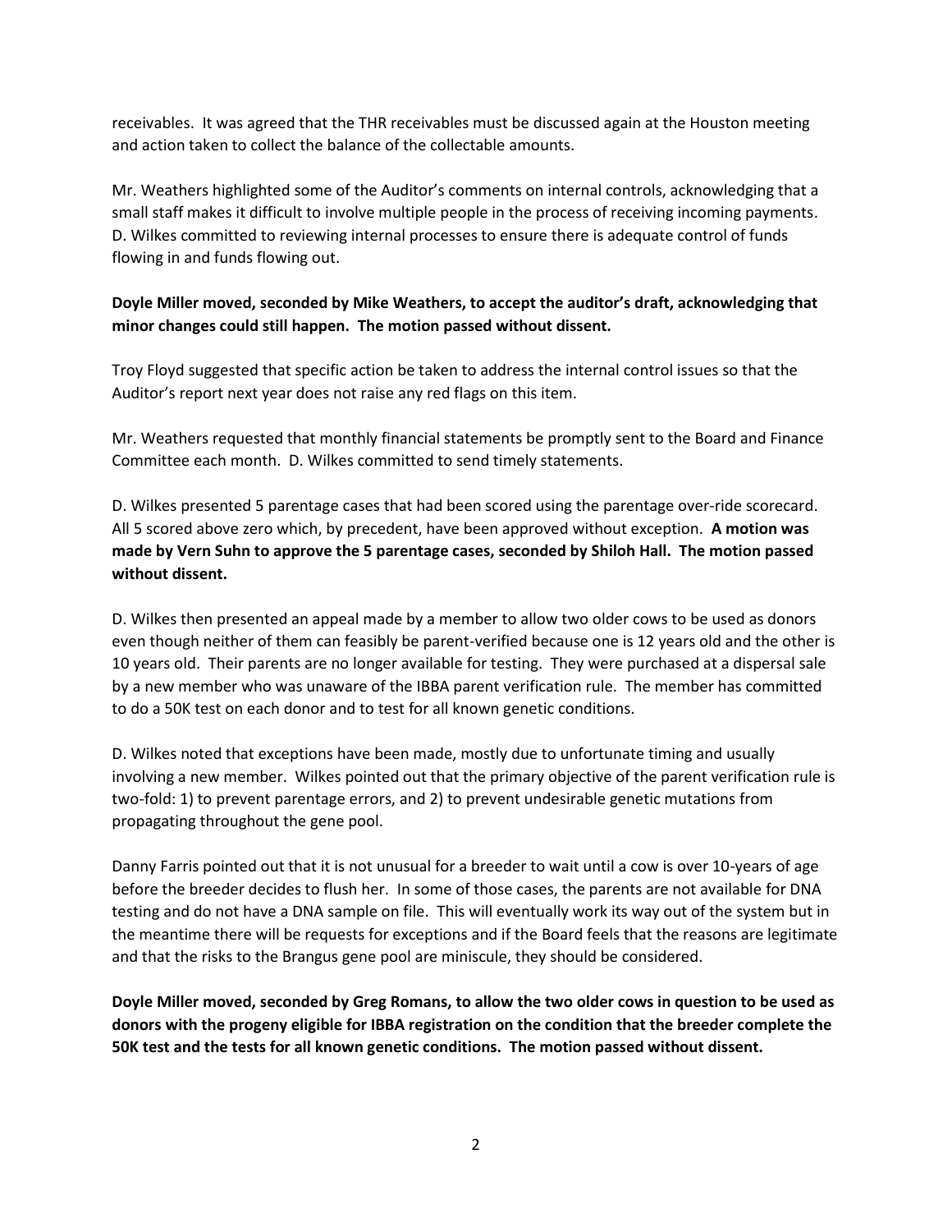receivables. It was agreed that the THR receivables must be discussed again at the Houston meeting and action taken to collect the balance of the collectable amounts.

Mr. Weathers highlighted some of the Auditor's comments on internal controls, acknowledging that a small staff makes it difficult to involve multiple people in the process of receiving incoming payments. D. Wilkes committed to reviewing internal processes to ensure there is adequate control of funds flowing in and funds flowing out.

**Doyle Miller moved, seconded by Mike Weathers, to accept the auditor's draft, acknowledging that minor changes could still happen. The motion passed without dissent.**

Troy Floyd suggested that specific action be taken to address the internal control issues so that the Auditor's report next year does not raise any red flags on this item.

Mr. Weathers requested that monthly financial statements be promptly sent to the Board and Finance Committee each month. D. Wilkes committed to send timely statements.

D. Wilkes presented 5 parentage cases that had been scored using the parentage over-ride scorecard. All 5 scored above zero which, by precedent, have been approved without exception. **A motion was made by Vern Suhn to approve the 5 parentage cases, seconded by Shiloh Hall. The motion passed without dissent.**

D. Wilkes then presented an appeal made by a member to allow two older cows to be used as donors even though neither of them can feasibly be parent-verified because one is 12 years old and the other is 10 years old. Their parents are no longer available for testing. They were purchased at a dispersal sale by a new member who was unaware of the IBBA parent verification rule. The member has committed to do a 50K test on each donor and to test for all known genetic conditions.

D. Wilkes noted that exceptions have been made, mostly due to unfortunate timing and usually involving a new member. Wilkes pointed out that the primary objective of the parent verification rule is two-fold: 1) to prevent parentage errors, and 2) to prevent undesirable genetic mutations from propagating throughout the gene pool.

Danny Farris pointed out that it is not unusual for a breeder to wait until a cow is over 10-years of age before the breeder decides to flush her. In some of those cases, the parents are not available for DNA testing and do not have a DNA sample on file. This will eventually work its way out of the system but in the meantime there will be requests for exceptions and if the Board feels that the reasons are legitimate and that the risks to the Brangus gene pool are miniscule, they should be considered.

**Doyle Miller moved, seconded by Greg Romans, to allow the two older cows in question to be used as donors with the progeny eligible for IBBA registration on the condition that the breeder complete the 50K test and the tests for all known genetic conditions. The motion passed without dissent.**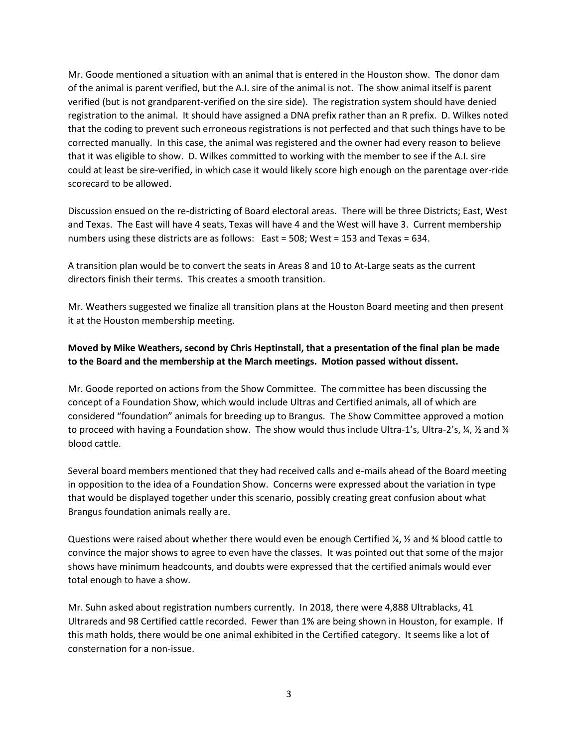Mr. Goode mentioned a situation with an animal that is entered in the Houston show. The donor dam of the animal is parent verified, but the A.I. sire of the animal is not. The show animal itself is parent verified (but is not grandparent-verified on the sire side). The registration system should have denied registration to the animal. It should have assigned a DNA prefix rather than an R prefix. D. Wilkes noted that the coding to prevent such erroneous registrations is not perfected and that such things have to be corrected manually. In this case, the animal was registered and the owner had every reason to believe that it was eligible to show. D. Wilkes committed to working with the member to see if the A.I. sire could at least be sire-verified, in which case it would likely score high enough on the parentage over-ride scorecard to be allowed.

Discussion ensued on the re-districting of Board electoral areas. There will be three Districts; East, West and Texas. The East will have 4 seats, Texas will have 4 and the West will have 3. Current membership numbers using these districts are as follows: East = 508; West = 153 and Texas = 634.

A transition plan would be to convert the seats in Areas 8 and 10 to At-Large seats as the current directors finish their terms. This creates a smooth transition.

Mr. Weathers suggested we finalize all transition plans at the Houston Board meeting and then present it at the Houston membership meeting.

**Moved by Mike Weathers, second by Chris Heptinstall, that a presentation of the final plan be made to the Board and the membership at the March meetings. Motion passed without dissent.**

Mr. Goode reported on actions from the Show Committee. The committee has been discussing the concept of a Foundation Show, which would include Ultras and Certified animals, all of which are considered "foundation" animals for breeding up to Brangus. The Show Committee approved a motion to proceed with having a Foundation show. The show would thus include Ultra-1's, Ultra-2's, ¼, ½ and ¾ blood cattle.

Several board members mentioned that they had received calls and e-mails ahead of the Board meeting in opposition to the idea of a Foundation Show. Concerns were expressed about the variation in type that would be displayed together under this scenario, possibly creating great confusion about what Brangus foundation animals really are.

Questions were raised about whether there would even be enough Certified ¼, ½ and ¾ blood cattle to convince the major shows to agree to even have the classes. It was pointed out that some of the major shows have minimum headcounts, and doubts were expressed that the certified animals would ever total enough to have a show.

Mr. Suhn asked about registration numbers currently. In 2018, there were 4,888 Ultrablacks, 41 Ultrareds and 98 Certified cattle recorded. Fewer than 1% are being shown in Houston, for example. If this math holds, there would be one animal exhibited in the Certified category. It seems like a lot of consternation for a non-issue.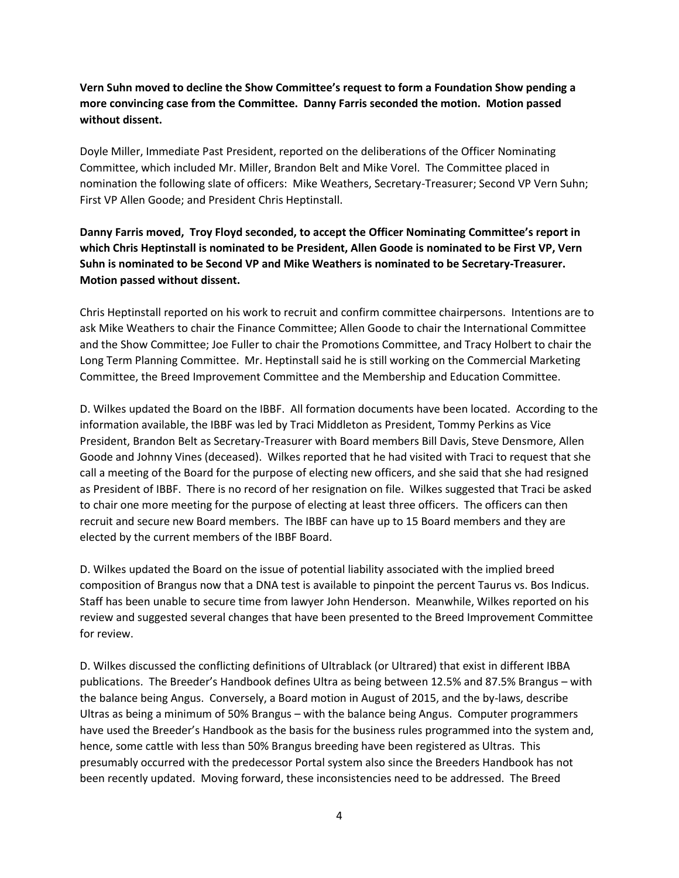**Vern Suhn moved to decline the Show Committee's request to form a Foundation Show pending a more convincing case from the Committee. Danny Farris seconded the motion. Motion passed without dissent.**

Doyle Miller, Immediate Past President, reported on the deliberations of the Officer Nominating Committee, which included Mr. Miller, Brandon Belt and Mike Vorel. The Committee placed in nomination the following slate of officers: Mike Weathers, Secretary-Treasurer; Second VP Vern Suhn; First VP Allen Goode; and President Chris Heptinstall.

**Danny Farris moved, Troy Floyd seconded, to accept the Officer Nominating Committee's report in which Chris Heptinstall is nominated to be President, Allen Goode is nominated to be First VP, Vern Suhn is nominated to be Second VP and Mike Weathers is nominated to be Secretary-Treasurer. Motion passed without dissent.**

Chris Heptinstall reported on his work to recruit and confirm committee chairpersons. Intentions are to ask Mike Weathers to chair the Finance Committee; Allen Goode to chair the International Committee and the Show Committee; Joe Fuller to chair the Promotions Committee, and Tracy Holbert to chair the Long Term Planning Committee. Mr. Heptinstall said he is still working on the Commercial Marketing Committee, the Breed Improvement Committee and the Membership and Education Committee.

D. Wilkes updated the Board on the IBBF. All formation documents have been located. According to the information available, the IBBF was led by Traci Middleton as President, Tommy Perkins as Vice President, Brandon Belt as Secretary-Treasurer with Board members Bill Davis, Steve Densmore, Allen Goode and Johnny Vines (deceased). Wilkes reported that he had visited with Traci to request that she call a meeting of the Board for the purpose of electing new officers, and she said that she had resigned as President of IBBF. There is no record of her resignation on file. Wilkes suggested that Traci be asked to chair one more meeting for the purpose of electing at least three officers. The officers can then recruit and secure new Board members. The IBBF can have up to 15 Board members and they are elected by the current members of the IBBF Board.

D. Wilkes updated the Board on the issue of potential liability associated with the implied breed composition of Brangus now that a DNA test is available to pinpoint the percent Taurus vs. Bos Indicus. Staff has been unable to secure time from lawyer John Henderson. Meanwhile, Wilkes reported on his review and suggested several changes that have been presented to the Breed Improvement Committee for review.

D. Wilkes discussed the conflicting definitions of Ultrablack (or Ultrared) that exist in different IBBA publications. The Breeder's Handbook defines Ultra as being between 12.5% and 87.5% Brangus – with the balance being Angus. Conversely, a Board motion in August of 2015, and the by-laws, describe Ultras as being a minimum of 50% Brangus – with the balance being Angus. Computer programmers have used the Breeder's Handbook as the basis for the business rules programmed into the system and, hence, some cattle with less than 50% Brangus breeding have been registered as Ultras. This presumably occurred with the predecessor Portal system also since the Breeders Handbook has not been recently updated. Moving forward, these inconsistencies need to be addressed. The Breed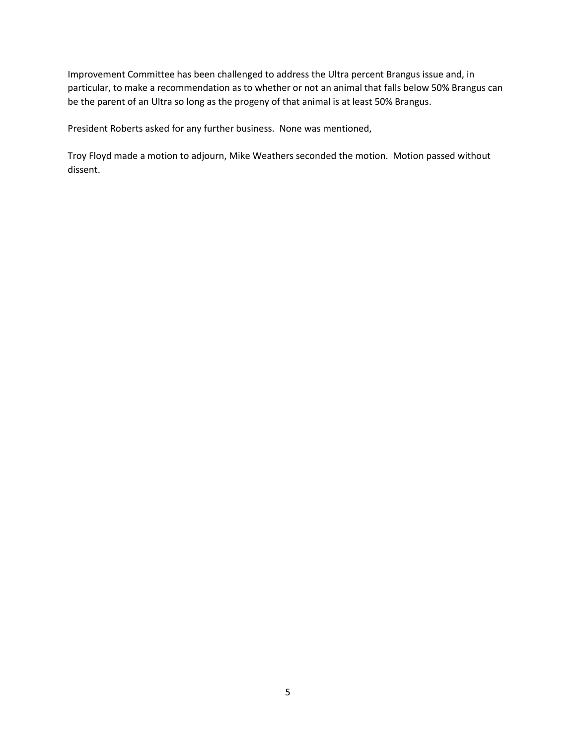Improvement Committee has been challenged to address the Ultra percent Brangus issue and, in particular, to make a recommendation as to whether or not an animal that falls below 50% Brangus can be the parent of an Ultra so long as the progeny of that animal is at least 50% Brangus.

President Roberts asked for any further business. None was mentioned,

Troy Floyd made a motion to adjourn, Mike Weathers seconded the motion. Motion passed without dissent.